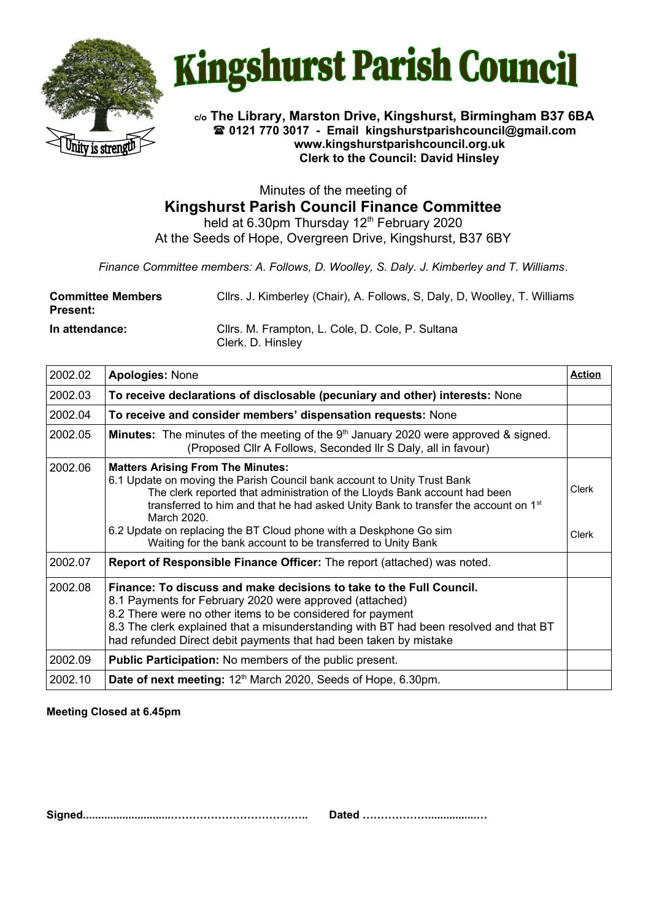# Kingshurst Parish Council

**c/o The Library, Marston Drive, Kingshurst, Birmingham B37 6BA**
**☎ 0121 770 3017 - Email kingshurstparishcouncil@gmail.com**
**www.kingshurstparishcouncil.org.uk**
**Clerk to the Council: David Hinsley**

Minutes of the meeting of

## Kingshurst Parish Council Finance Committee

held at 6.30pm Thursday 12th February 2020
At the Seeds of Hope, Overgreen Drive, Kingshurst, B37 6BY

*Finance Committee members: A. Follows, D. Woolley, S. Daly. J. Kimberley and T. Williams*.

**Committee Members Present:** Cllrs. J. Kimberley (Chair), A. Follows, S, Daly, D, Woolley, T. Williams

**In attendance:** Cllrs. M. Frampton, L. Cole, D. Cole, P. Sultana
Clerk. D. Hinsley

| | | **Action** |
|---|---|---|
| 2002.02 | **Apologies:** None | |
| 2002.03 | **To receive declarations of disclosable (pecuniary and other) interests:** None | |
| 2002.04 | **To receive and consider members' dispensation requests:** None | |
| 2002.05 | **Minutes:** The minutes of the meeting of the 9th January 2020 were approved & signed. (Proposed Cllr A Follows, Seconded llr S Daly, all in favour) | |
| 2002.06 | **Matters Arising From The Minutes:**<br>6.1 Update on moving the Parish Council bank account to Unity Trust Bank<br>The clerk reported that administration of the Lloyds Bank account had been transferred to him and that he had asked Unity Bank to transfer the account on 1st March 2020.<br>6.2 Update on replacing the BT Cloud phone with a Deskphone Go sim<br>Waiting for the bank account to be transferred to Unity Bank | Clerk<br><br>Clerk |
| 2002.07 | **Report of Responsible Finance Officer:** The report (attached) was noted. | |
| 2002.08 | **Finance: To discuss and make decisions to take to the Full Council.**<br>8.1 Payments for February 2020 were approved (attached)<br>8.2 There were no other items to be considered for payment<br>8.3 The clerk explained that a misunderstanding with BT had been resolved and that BT had refunded Direct debit payments that had been taken by mistake | |
| 2002.09 | **Public Participation:** No members of the public present. | |
| 2002.10 | **Date of next meeting:** 12th March 2020, Seeds of Hope, 6.30pm. | |

**Meeting Closed at 6.45pm**

**Signed..........................…………………………….. Dated ……………….................…**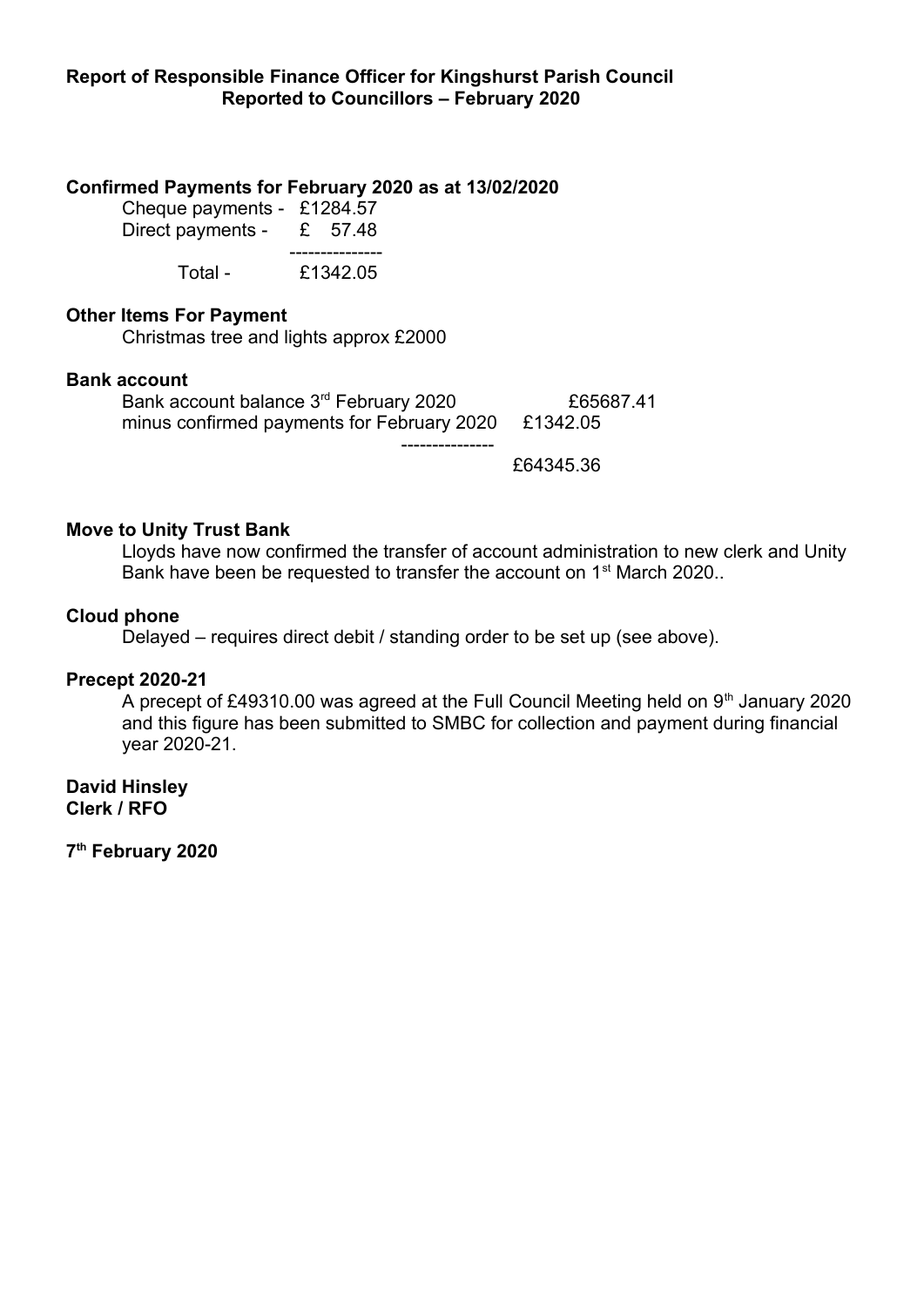**Report of Responsible Finance Officer for Kingshurst Parish Council**
**Reported to Councillors – February 2020**

**Confirmed Payments for February 2020 as at 13/02/2020**

Cheque payments - £1284.57
Direct payments - £ 57.48
---------------
Total - £1342.05

**Other Items For Payment**

Christmas tree and lights approx £2000

**Bank account**

| | |
|---|---|
| Bank account balance 3rd February 2020 | £65687.41 |
| minus confirmed payments for February 2020 | £1342.05 |
| | --------------- |
| | £64345.36 |

**Move to Unity Trust Bank**

Lloyds have now confirmed the transfer of account administration to new clerk and Unity Bank have been be requested to transfer the account on 1st March 2020..

**Cloud phone**

Delayed – requires direct debit / standing order to be set up (see above).

**Precept 2020-21**

A precept of £49310.00 was agreed at the Full Council Meeting held on 9th January 2020 and this figure has been submitted to SMBC for collection and payment during financial year 2020-21.

**David Hinsley**
**Clerk / RFO**

**7th February 2020**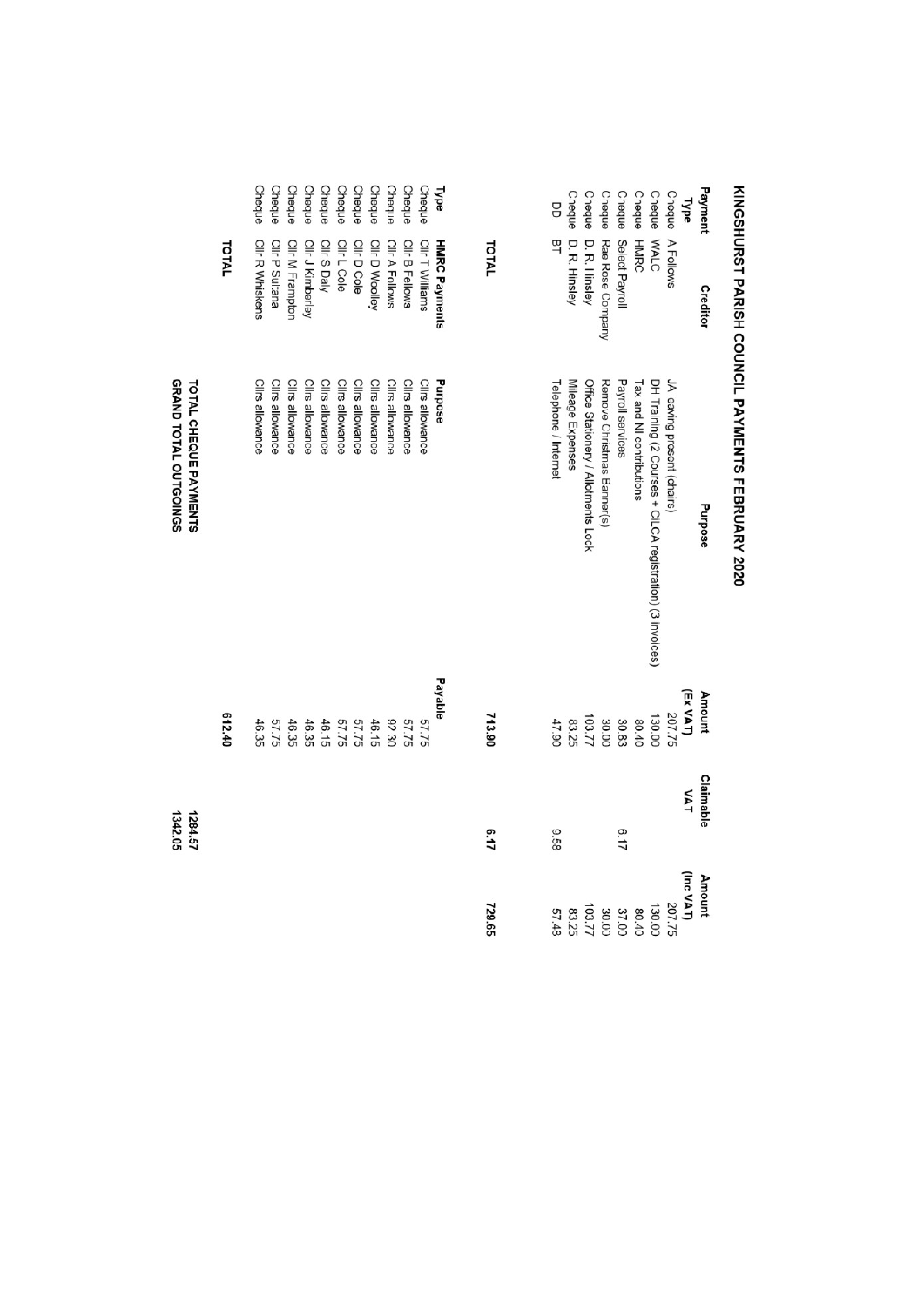# KINGSHURST PARISH COUNCIL PAYMENTS FEBRUARY 2020

| Payment Type | Creditor | Purpose | Amount (Ex VAT) | Claimable VAT | Amount (Inc VAT) |
|---|---|---|---|---|---|
| Cheque | A Follows | JA leaving present (chairs) | 207.75 | | 207.75 |
| Cheque | WALC | DH Training (2 Courses + CiLCA registration) (3 invoices) | 130.00 | | 130.00 |
| Cheque | HMRC | Tax and NI contributions | 80.40 | | 80.40 |
| Cheque | Select Payroll | Payroll services | 30.83 | 6.17 | 37.00 |
| Cheque | Rae Rose Company | Remove Christmas Banner(s) | 30.00 | | 30.00 |
| Cheque | D. R. Hinsley | Office Stationery / Allotments Lock | 103.77 | | 103.77 |
| Cheque | D. R. Hinsley | Mileage Expenses | 83.25 | | 83.25 |
| DD | BT | Telephone / Internet | 47.90 | 9.58 | 57.48 |
| | **TOTAL** | | **713.90** | **6.17** | **729.65** |

| Type | HMRC Payments | Purpose | Payable |
|---|---|---|---|
| Cheque | Cllr T Williams | Cllrs allowance | 57.75 |
| Cheque | Cllr B Fellows | Cllrs allowance | 57.75 |
| Cheque | Cllr A Follows | Cllrs allowance | 92.30 |
| Cheque | Cllr D Woolley | Cllrs allowance | 46.15 |
| Cheque | Cllr D Cole | Cllrs allowance | 57.75 |
| Cheque | Cllr L Cole | Cllrs allowance | 57.75 |
| Cheque | Cllr S Daly | Cllrs allowance | 46.15 |
| Cheque | Cllr J Kimberley | Cllrs allowance | 46.35 |
| Cheque | Cllr M Frampton | Cllrs allowance | 46.35 |
| Cheque | Cllr P Sultana | Cllrs allowance | 57.75 |
| Cheque | Cllr R Whiskens | Cllrs allowance | 46.35 |
| | **TOTAL** | | **612.40** |

**TOTAL CHEQUE PAYMENTS** **1284.57**

**GRAND TOTAL OUTGOINGS** **1342.05**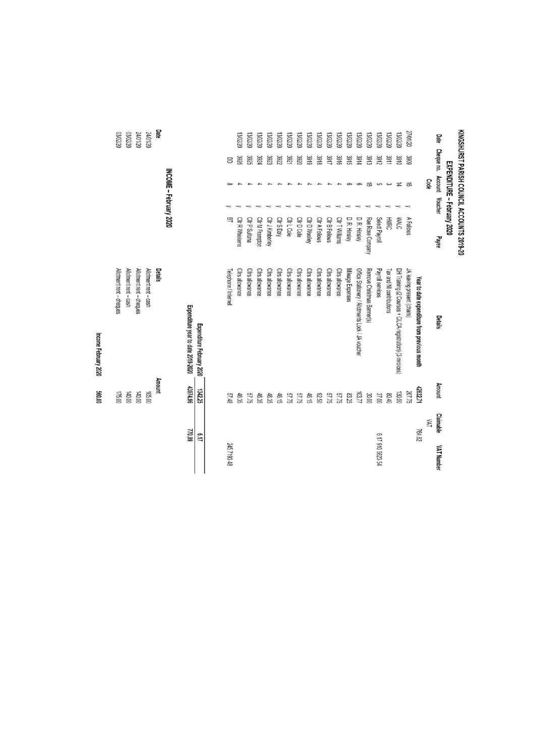# KINGSHURST PARISH COUNCIL ACCOUNTS 2019-20

## EXPENDITURE – February 2020

| Date | Cheque no. | Account Code | Voucher | Payee | Details | Amount | Claimable VAT | VAT Number |
|---|---|---|---|---|---|---|---|---|
| | | | | | **Year to date expenditure from previous month** | **42632.71** | 764.82 | |
| 27/01/20 | 3909 | 16 | y | A Fellows | JA leaving present (chairs) | 207.75 | | |
| 13/02/20 | 3910 | 14 | y | WALC | DH Training (2 Courses + CiLCA registration) (3 invoices) | 130.00 | | |
| 13/02/20 | 3911 | 3 | y | HMRC | Tax and NI contributions | 80.40 | | |
| 13/02/20 | 3912 | 5 | y | Select Payroll | Payroll services | 37.00 | 6.17 | 910 5623 54 |
| 13/02/20 | 3913 | 18 | y | Rae Rose Company | Remove Christmas Banner(s) | 30.00 | | |
| 13/02/20 | 3914 | 6 | y | D. R. Hinsley | Office Stationery / Allotments Lock / JA voucher | 103.77 | | |
| 13/02/20 | 3915 | 6 | y | D. R. Hinsley | Mileage Expenses | 83.25 | | |
| 13/02/20 | 3916 | 4 | y | Cllr T Williams | Cllrs allowance | 57.75 | | |
| 13/02/20 | 3917 | 4 | y | Cllr B Fellows | Cllrs allowance | 57.75 | | |
| 13/02/20 | 3918 | 4 | y | Cllr A Fellows | Cllrs allowance | 92.50 | | |
| 13/02/20 | 3919 | 4 | y | Cllr D Woolley | Cllrs allowance | 46.15 | | |
| 13/02/20 | 3920 | 4 | y | Cllr D Cole | Cllrs allowance | 57.75 | | |
| 13/02/20 | 3921 | 4 | y | Cllr L Cole | Cllrs allowance | 57.75 | | |
| 13/02/20 | 3922 | 4 | y | Cllr S Daly | Cllrs allowance | 46.15 | | |
| 13/02/20 | 3923 | 4 | y | Cllr J Kimberley | Cllrs allowance | 46.35 | | |
| 13/02/20 | 3924 | 4 | y | Cllr M Frampton | Cllrs allowance | 46.35 | | |
| 13/02/20 | 3925 | 4 | y | Cllr P Sultana | Cllrs allowance | 57.75 | | |
| 13/02/20 | 3926 | 4 | y | Cllr R Whiskers | Cllrs allowance | 46.35 | | |
| | DD | 8 | y | BT | Telephone / Internet | 57.48 | | 245 7193 48 |
| | | | | | Expenditure February 2020 | 1342.25 | 6.17 | |
| | | | | | Expenditure year to date 2019-2020 | 43974.96 | 770.99 | |

## INCOME – February 2020

| Date | Details | Amount |
|---|---|---|
| 24/01/20 | Allotment rent – cash | 105.00 |
| 24/01/20 | Allotment rent – cheques | 140.00 |
| 03/02/20 | Allotment rent – cash | 140.00 |
| 03/02/20 | Allotment rent – cheques | 175.00 |
| | Income February 2020 | 560.00 |